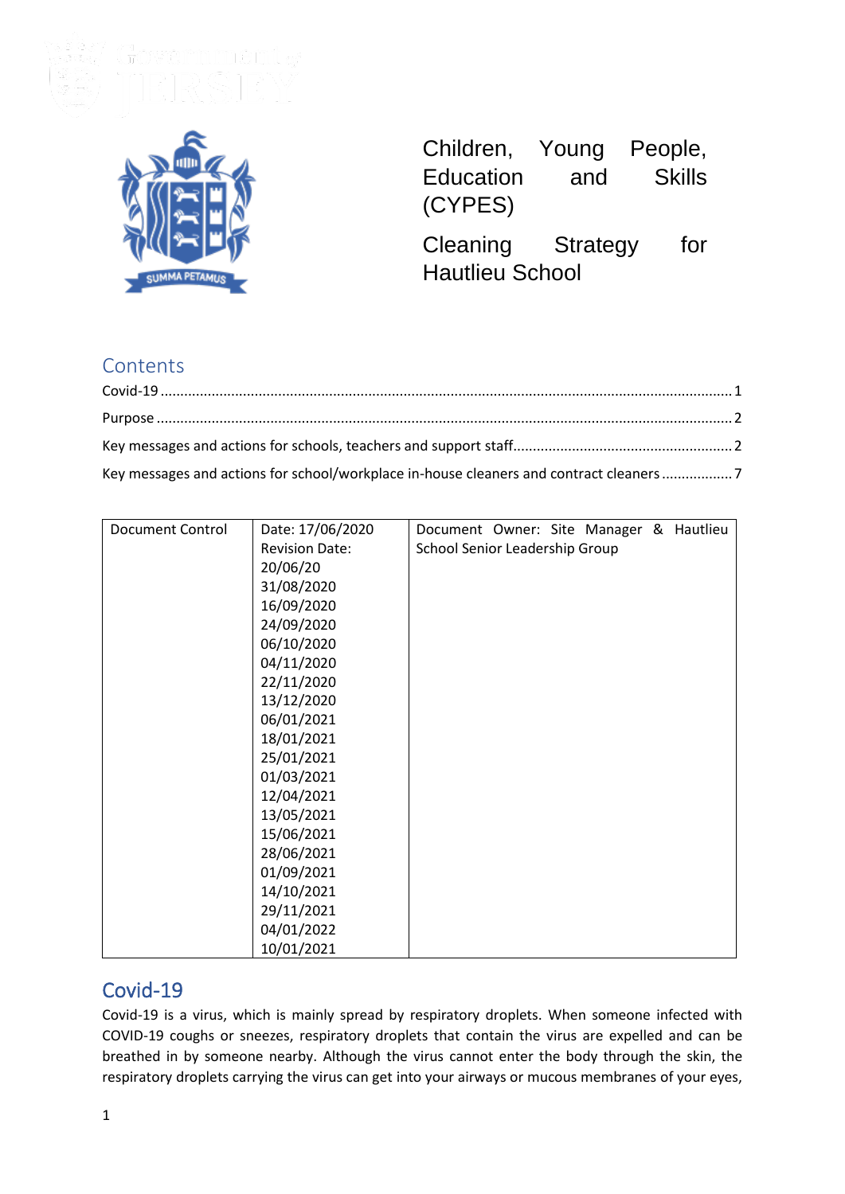# Children, Young People, Education and Skills (CYPES)

# Cleaning Strategy for Hautlieu School

## Contents

Covid-19 ........ 1
Purpose ........ 2
Key messages and actions for schools, teachers and support staff........ 2
Key messages and actions for school/workplace in-house cleaners and contract cleaners ........ 7

| Document Control | Date: 17/06/2020<br>Revision Date:<br>20/06/20<br>31/08/2020<br>16/09/2020<br>24/09/2020<br>06/10/2020<br>04/11/2020<br>22/11/2020<br>13/12/2020<br>06/01/2021<br>18/01/2021<br>25/01/2021<br>01/03/2021<br>12/04/2021<br>13/05/2021<br>15/06/2021<br>28/06/2021<br>01/09/2021<br>14/10/2021<br>29/11/2021<br>04/01/2022<br>10/01/2021 | Document Owner: Site Manager & Hautlieu School Senior Leadership Group |
|---|---|---|

## Covid-19

Covid-19 is a virus, which is mainly spread by respiratory droplets. When someone infected with COVID-19 coughs or sneezes, respiratory droplets that contain the virus are expelled and can be breathed in by someone nearby. Although the virus cannot enter the body through the skin, the respiratory droplets carrying the virus can get into your airways or mucous membranes of your eyes,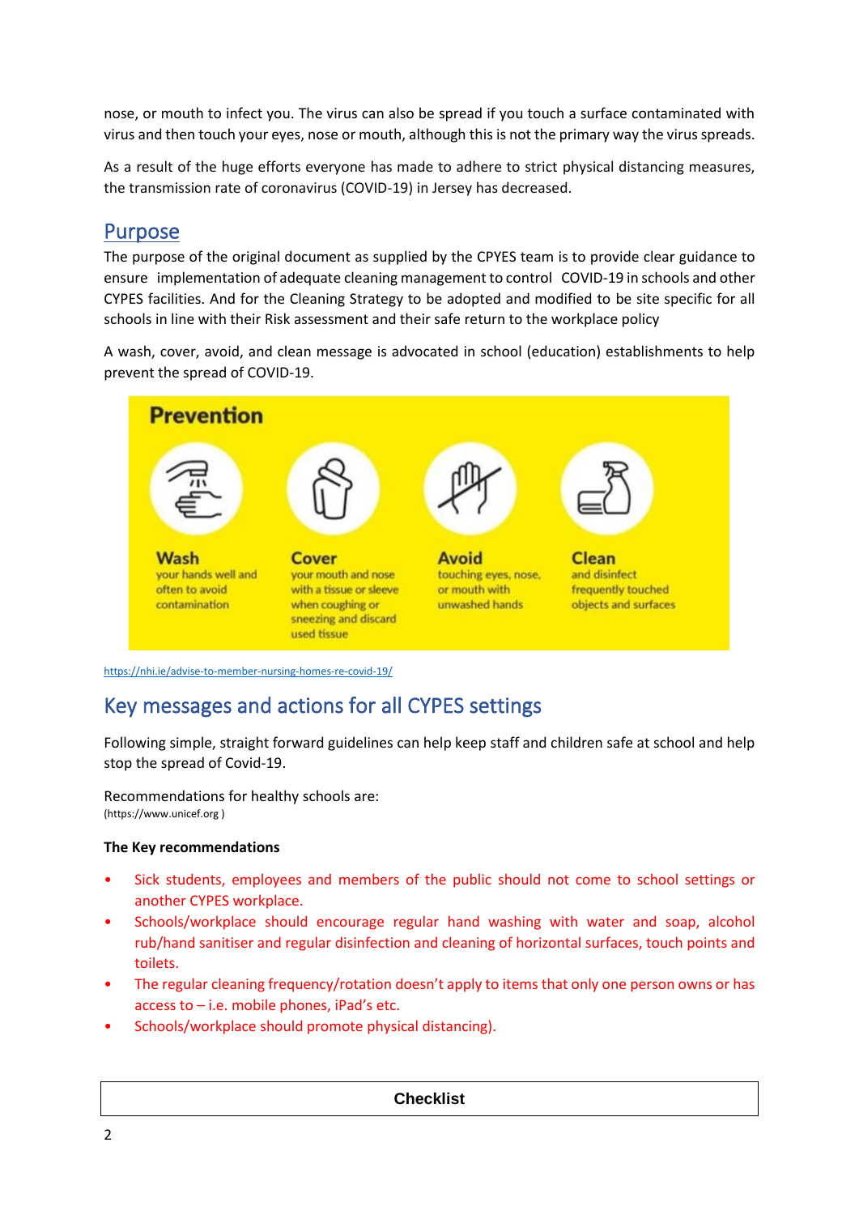nose, or mouth to infect you. The virus can also be spread if you touch a surface contaminated with virus and then touch your eyes, nose or mouth, although this is not the primary way the virus spreads.

As a result of the huge efforts everyone has made to adhere to strict physical distancing measures, the transmission rate of coronavirus (COVID-19) in Jersey has decreased.

## Purpose

The purpose of the original document as supplied by the CPYES team is to provide clear guidance to ensure implementation of adequate cleaning management to control COVID-19 in schools and other CYPES facilities. And for the Cleaning Strategy to be adopted and modified to be site specific for all schools in line with their Risk assessment and their safe return to the workplace policy

A wash, cover, avoid, and clean message is advocated in school (education) establishments to help prevent the spread of COVID-19.

**Prevention**

**Wash** your hands well and often to avoid contamination

**Cover** your mouth and nose with a tissue or sleeve when coughing or sneezing and discard used tissue

**Avoid** touching eyes, nose, or mouth with unwashed hands

**Clean** and disinfect frequently touched objects and surfaces

https://nhi.ie/advise-to-member-nursing-homes-re-covid-19/

## Key messages and actions for all CYPES settings

Following simple, straight forward guidelines can help keep staff and children safe at school and help stop the spread of Covid-19.

Recommendations for healthy schools are:
(https://www.unicef.org )

**The Key recommendations**

- Sick students, employees and members of the public should not come to school settings or another CYPES workplace.
- Schools/workplace should encourage regular hand washing with water and soap, alcohol rub/hand sanitiser and regular disinfection and cleaning of horizontal surfaces, touch points and toilets.
- The regular cleaning frequency/rotation doesn't apply to items that only one person owns or has access to – i.e. mobile phones, iPad's etc.
- Schools/workplace should promote physical distancing).

| Checklist |
|---|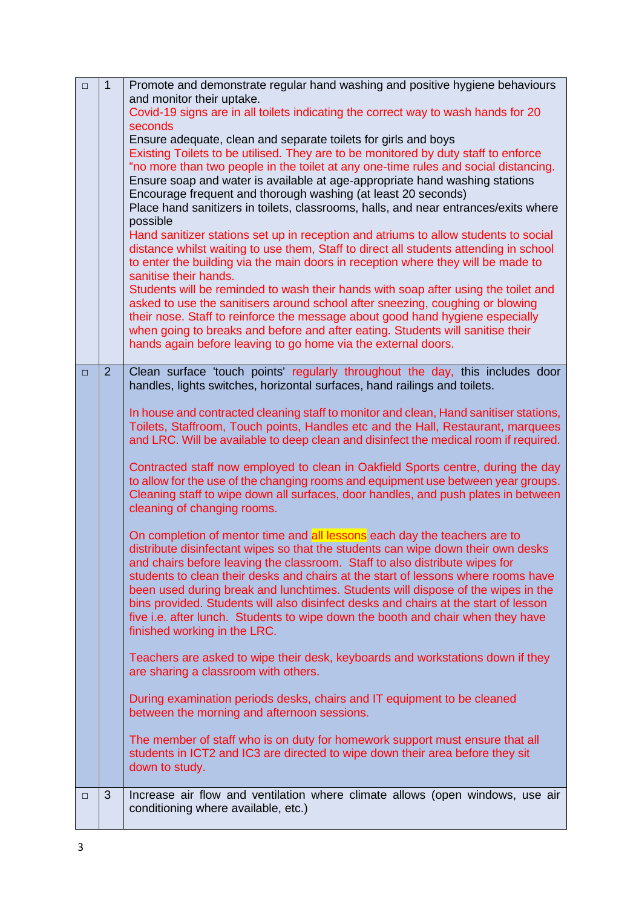| ☐ | 1 | Promote and demonstrate regular hand washing and positive hygiene behaviours and monitor their uptake.<br>Covid-19 signs are in all toilets indicating the correct way to wash hands for 20 seconds<br>Ensure adequate, clean and separate toilets for girls and boys<br>Existing Toilets to be utilised. They are to be monitored by duty staff to enforce "no more than two people in the toilet at any one-time rules and social distancing.<br>Ensure soap and water is available at age-appropriate hand washing stations<br>Encourage frequent and thorough washing (at least 20 seconds)<br>Place hand sanitizers in toilets, classrooms, halls, and near entrances/exits where possible<br>Hand sanitizer stations set up in reception and atriums to allow students to social distance whilst waiting to use them, Staff to direct all students attending in school to enter the building via the main doors in reception where they will be made to sanitise their hands.<br>Students will be reminded to wash their hands with soap after using the toilet and asked to use the sanitisers around school after sneezing, coughing or blowing their nose. Staff to reinforce the message about good hand hygiene especially when going to breaks and before and after eating. Students will sanitise their hands again before leaving to go home via the external doors. |
|---|---|---|
| ☐ | 2 | Clean surface 'touch points' regularly throughout the day, this includes door handles, lights switches, horizontal surfaces, hand railings and toilets.<br><br>In house and contracted cleaning staff to monitor and clean, Hand sanitiser stations, Toilets, Staffroom, Touch points, Handles etc and the Hall, Restaurant, marquees and LRC. Will be available to deep clean and disinfect the medical room if required.<br><br>Contracted staff now employed to clean in Oakfield Sports centre, during the day to allow for the use of the changing rooms and equipment use between year groups. Cleaning staff to wipe down all surfaces, door handles, and push plates in between cleaning of changing rooms.<br><br>On completion of mentor time and all lessons each day the teachers are to distribute disinfectant wipes so that the students can wipe down their own desks and chairs before leaving the classroom. Staff to also distribute wipes for students to clean their desks and chairs at the start of lessons where rooms have been used during break and lunchtimes. Students will dispose of the wipes in the bins provided. Students will also disinfect desks and chairs at the start of lesson five i.e. after lunch. Students to wipe down the booth and chair when they have finished working in the LRC.<br><br>Teachers are asked to wipe their desk, keyboards and workstations down if they are sharing a classroom with others.<br><br>During examination periods desks, chairs and IT equipment to be cleaned between the morning and afternoon sessions.<br><br>The member of staff who is on duty for homework support must ensure that all students in ICT2 and IC3 are directed to wipe down their area before they sit down to study. |
| ☐ | 3 | Increase air flow and ventilation where climate allows (open windows, use air conditioning where available, etc.) |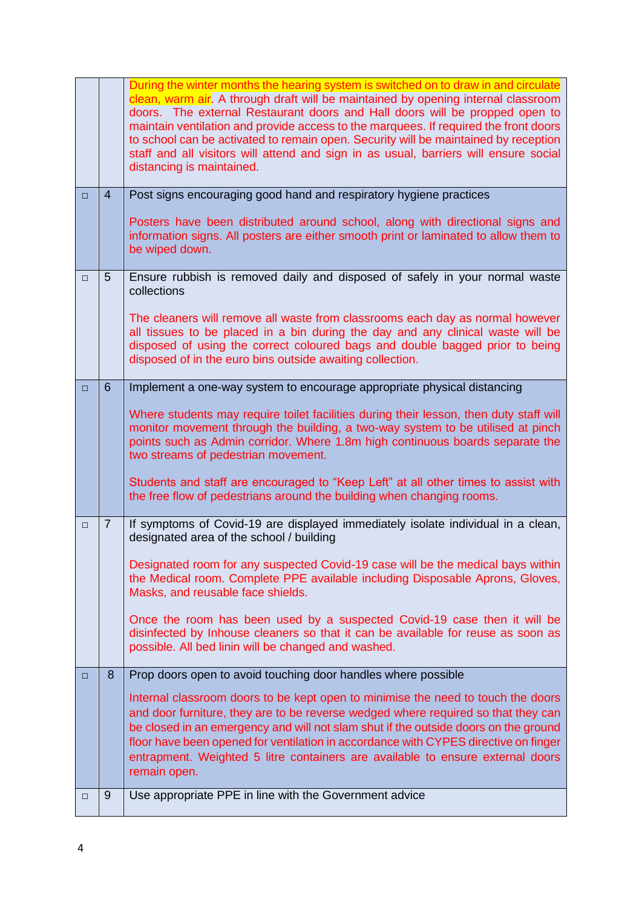| | | |
|---|---|---|
| | | During the winter months the hearing system is switched on to draw in and circulate clean, warm air. A through draft will be maintained by opening internal classroom doors. The external Restaurant doors and Hall doors will be propped open to maintain ventilation and provide access to the marquees. If required the front doors to school can be activated to remain open. Security will be maintained by reception staff and all visitors will attend and sign in as usual, barriers will ensure social distancing is maintained. |
| □ | 4 | Post signs encouraging good hand and respiratory hygiene practices<br><br>Posters have been distributed around school, along with directional signs and information signs. All posters are either smooth print or laminated to allow them to be wiped down. |
| □ | 5 | Ensure rubbish is removed daily and disposed of safely in your normal waste collections<br><br>The cleaners will remove all waste from classrooms each day as normal however all tissues to be placed in a bin during the day and any clinical waste will be disposed of using the correct coloured bags and double bagged prior to being disposed of in the euro bins outside awaiting collection. |
| □ | 6 | Implement a one-way system to encourage appropriate physical distancing<br><br>Where students may require toilet facilities during their lesson, then duty staff will monitor movement through the building, a two-way system to be utilised at pinch points such as Admin corridor. Where 1.8m high continuous boards separate the two streams of pedestrian movement.<br><br>Students and staff are encouraged to "Keep Left" at all other times to assist with the free flow of pedestrians around the building when changing rooms. |
| □ | 7 | If symptoms of Covid-19 are displayed immediately isolate individual in a clean, designated area of the school / building<br><br>Designated room for any suspected Covid-19 case will be the medical bays within the Medical room. Complete PPE available including Disposable Aprons, Gloves, Masks, and reusable face shields.<br><br>Once the room has been used by a suspected Covid-19 case then it will be disinfected by Inhouse cleaners so that it can be available for reuse as soon as possible. All bed linin will be changed and washed. |
| □ | 8 | Prop doors open to avoid touching door handles where possible<br><br>Internal classroom doors to be kept open to minimise the need to touch the doors and door furniture, they are to be reverse wedged where required so that they can be closed in an emergency and will not slam shut if the outside doors on the ground floor have been opened for ventilation in accordance with CYPES directive on finger entrapment. Weighted 5 litre containers are available to ensure external doors remain open. |
| □ | 9 | Use appropriate PPE in line with the Government advice |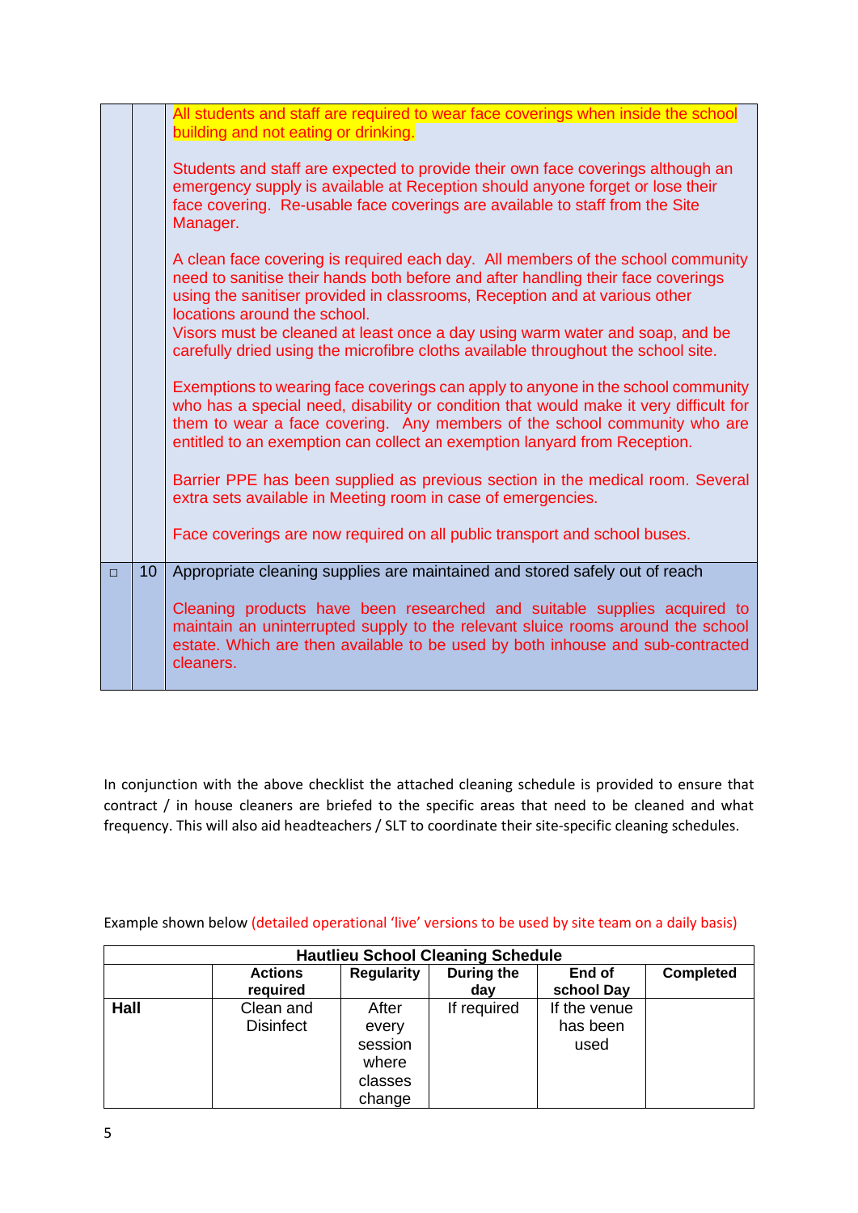| | | |
|---|---|---|
| | | All students and staff are required to wear face coverings when inside the school building and not eating or drinking.<br><br>Students and staff are expected to provide their own face coverings although an emergency supply is available at Reception should anyone forget or lose their face covering. Re-usable face coverings are available to staff from the Site Manager.<br><br>A clean face covering is required each day. All members of the school community need to sanitise their hands both before and after handling their face coverings using the sanitiser provided in classrooms, Reception and at various other locations around the school.<br>Visors must be cleaned at least once a day using warm water and soap, and be carefully dried using the microfibre cloths available throughout the school site.<br><br>Exemptions to wearing face coverings can apply to anyone in the school community who has a special need, disability or condition that would make it very difficult for them to wear a face covering. Any members of the school community who are entitled to an exemption can collect an exemption lanyard from Reception.<br><br>Barrier PPE has been supplied as previous section in the medical room. Several extra sets available in Meeting room in case of emergencies.<br><br>Face coverings are now required on all public transport and school buses. |
| □ | 10 | Appropriate cleaning supplies are maintained and stored safely out of reach<br><br>Cleaning products have been researched and suitable supplies acquired to maintain an uninterrupted supply to the relevant sluice rooms around the school estate. Which are then available to be used by both inhouse and sub-contracted cleaners. |

In conjunction with the above checklist the attached cleaning schedule is provided to ensure that contract / in house cleaners are briefed to the specific areas that need to be cleaned and what frequency. This will also aid headteachers / SLT to coordinate their site-specific cleaning schedules.

Example shown below (detailed operational 'live' versions to be used by site team on a daily basis)

| **Hautlieu School Cleaning Schedule** | | | | | |
|---|---|---|---|---|---|
| | **Actions required** | **Regularity** | **During the day** | **End of school Day** | **Completed** |
| **Hall** | Clean and Disinfect | After every session where classes change | If required | If the venue has been used | |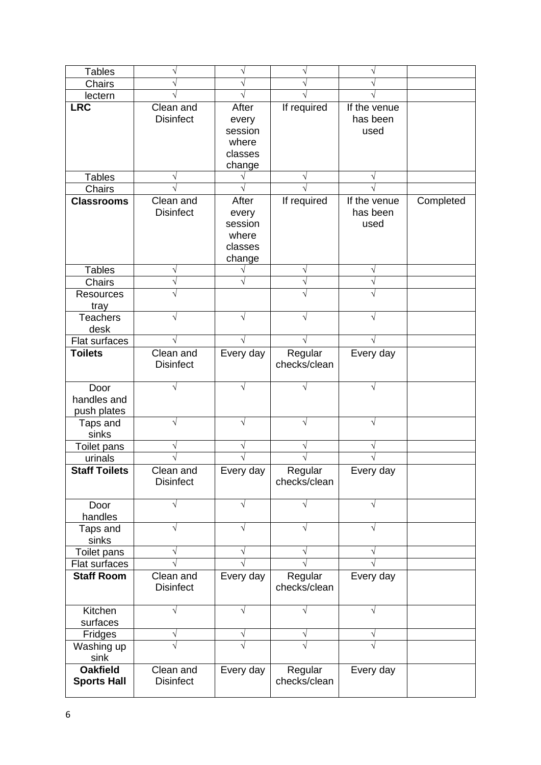| | | | | | |
|---|---|---|---|---|---|
| Tables | √ | √ | √ | √ | |
| Chairs | √ | √ | √ | √ | |
| lectern | √ | √ | √ | √ | |
| **LRC** | Clean and Disinfect | After every session where classes change | If required | If the venue has been used | |
| Tables | √ | √ | √ | √ | |
| Chairs | √ | √ | √ | √ | |
| **Classrooms** | Clean and Disinfect | After every session where classes change | If required | If the venue has been used | Completed |
| Tables | √ | √ | √ | √ | |
| Chairs | √ | √ | √ | √ | |
| Resources tray | √ | | √ | √ | |
| Teachers desk | √ | √ | √ | √ | |
| Flat surfaces | √ | √ | √ | √ | |
| **Toilets** | Clean and Disinfect | Every day | Regular checks/clean | Every day | |
| Door handles and push plates | √ | √ | √ | √ | |
| Taps and sinks | √ | √ | √ | √ | |
| Toilet pans | √ | √ | √ | √ | |
| urinals | √ | √ | √ | √ | |
| **Staff Toilets** | Clean and Disinfect | Every day | Regular checks/clean | Every day | |
| Door handles | √ | √ | √ | √ | |
| Taps and sinks | √ | √ | √ | √ | |
| Toilet pans | √ | √ | √ | √ | |
| Flat surfaces | √ | √ | √ | √ | |
| **Staff Room** | Clean and Disinfect | Every day | Regular checks/clean | Every day | |
| Kitchen surfaces | √ | √ | √ | √ | |
| Fridges | √ | √ | √ | √ | |
| Washing up sink | √ | √ | √ | √ | |
| **Oakfield Sports Hall** | Clean and Disinfect | Every day | Regular checks/clean | Every day | |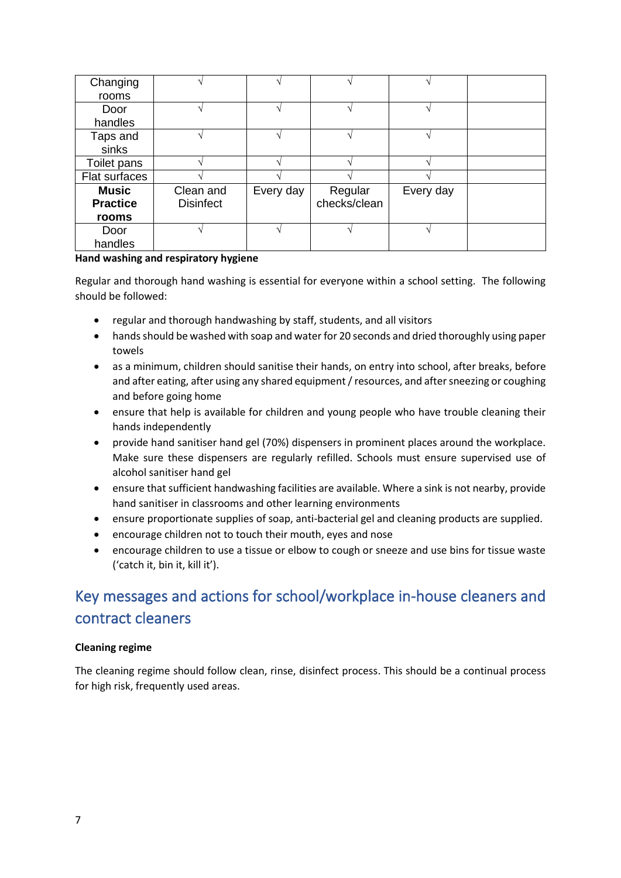| Changing rooms | √ | √ | √ | √ | |
|---|---|---|---|---|---|
| Door handles | √ | √ | √ | √ | |
| Taps and sinks | √ | √ | √ | √ | |
| Toilet pans | √ | √ | √ | √ | |
| Flat surfaces | √ | √ | √ | √ | |
| **Music Practice rooms** | Clean and Disinfect | Every day | Regular checks/clean | Every day | |
| Door handles | √ | √ | √ | √ | |

**Hand washing and respiratory hygiene**

Regular and thorough hand washing is essential for everyone within a school setting. The following should be followed:

- regular and thorough handwashing by staff, students, and all visitors
- hands should be washed with soap and water for 20 seconds and dried thoroughly using paper towels
- as a minimum, children should sanitise their hands, on entry into school, after breaks, before and after eating, after using any shared equipment / resources, and after sneezing or coughing and before going home
- ensure that help is available for children and young people who have trouble cleaning their hands independently
- provide hand sanitiser hand gel (70%) dispensers in prominent places around the workplace. Make sure these dispensers are regularly refilled. Schools must ensure supervised use of alcohol sanitiser hand gel
- ensure that sufficient handwashing facilities are available. Where a sink is not nearby, provide hand sanitiser in classrooms and other learning environments
- ensure proportionate supplies of soap, anti-bacterial gel and cleaning products are supplied.
- encourage children not to touch their mouth, eyes and nose
- encourage children to use a tissue or elbow to cough or sneeze and use bins for tissue waste ('catch it, bin it, kill it').

## Key messages and actions for school/workplace in-house cleaners and contract cleaners

**Cleaning regime**

The cleaning regime should follow clean, rinse, disinfect process. This should be a continual process for high risk, frequently used areas.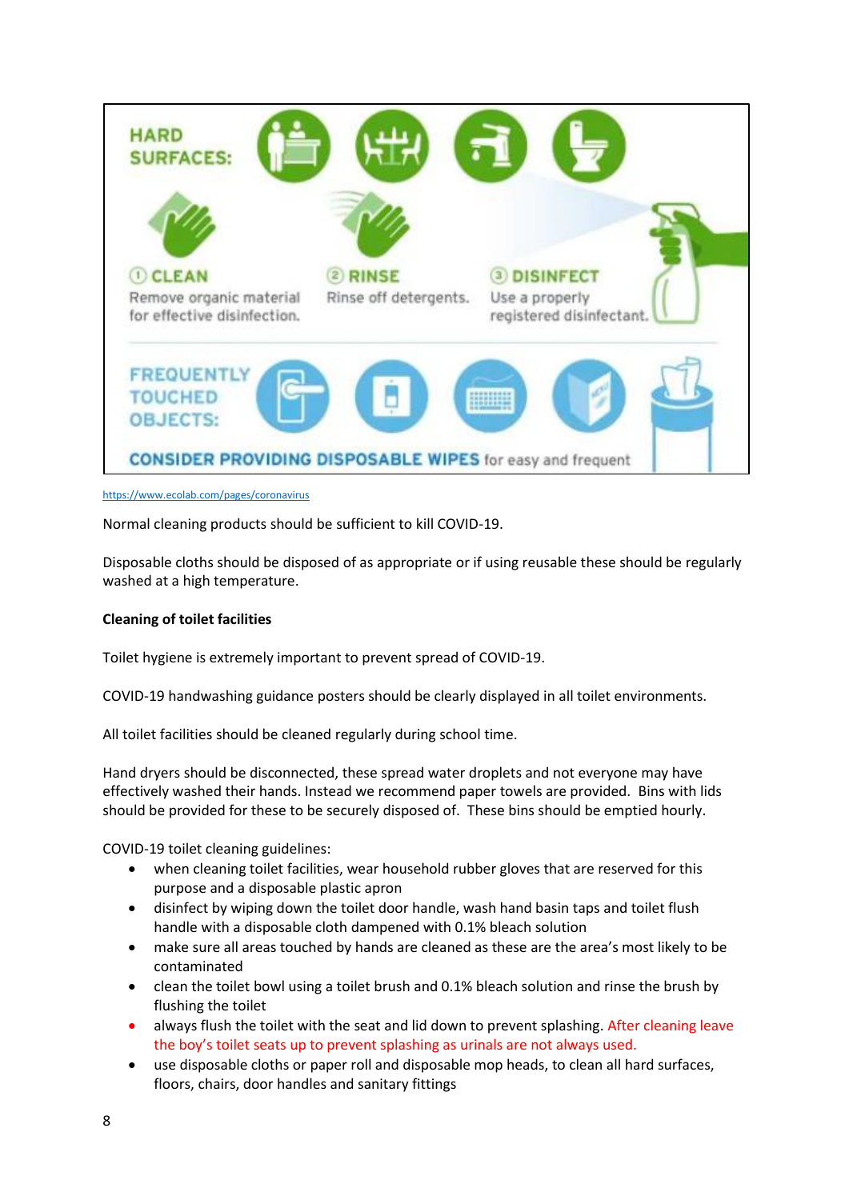HARD SURFACES:

① CLEAN
Remove organic material for effective disinfection.

② RINSE
Rinse off detergents.

③ DISINFECT
Use a properly registered disinfectant.

FREQUENTLY TOUCHED OBJECTS:

CONSIDER PROVIDING DISPOSABLE WIPES for easy and frequent

https://www.ecolab.com/pages/coronavirus

Normal cleaning products should be sufficient to kill COVID-19.

Disposable cloths should be disposed of as appropriate or if using reusable these should be regularly washed at a high temperature.

**Cleaning of toilet facilities**

Toilet hygiene is extremely important to prevent spread of COVID-19.

COVID-19 handwashing guidance posters should be clearly displayed in all toilet environments.

All toilet facilities should be cleaned regularly during school time.

Hand dryers should be disconnected, these spread water droplets and not everyone may have effectively washed their hands. Instead we recommend paper towels are provided. Bins with lids should be provided for these to be securely disposed of. These bins should be emptied hourly.

COVID-19 toilet cleaning guidelines:

- when cleaning toilet facilities, wear household rubber gloves that are reserved for this purpose and a disposable plastic apron
- disinfect by wiping down the toilet door handle, wash hand basin taps and toilet flush handle with a disposable cloth dampened with 0.1% bleach solution
- make sure all areas touched by hands are cleaned as these are the area's most likely to be contaminated
- clean the toilet bowl using a toilet brush and 0.1% bleach solution and rinse the brush by flushing the toilet
- always flush the toilet with the seat and lid down to prevent splashing. After cleaning leave the boy's toilet seats up to prevent splashing as urinals are not always used.
- use disposable cloths or paper roll and disposable mop heads, to clean all hard surfaces, floors, chairs, door handles and sanitary fittings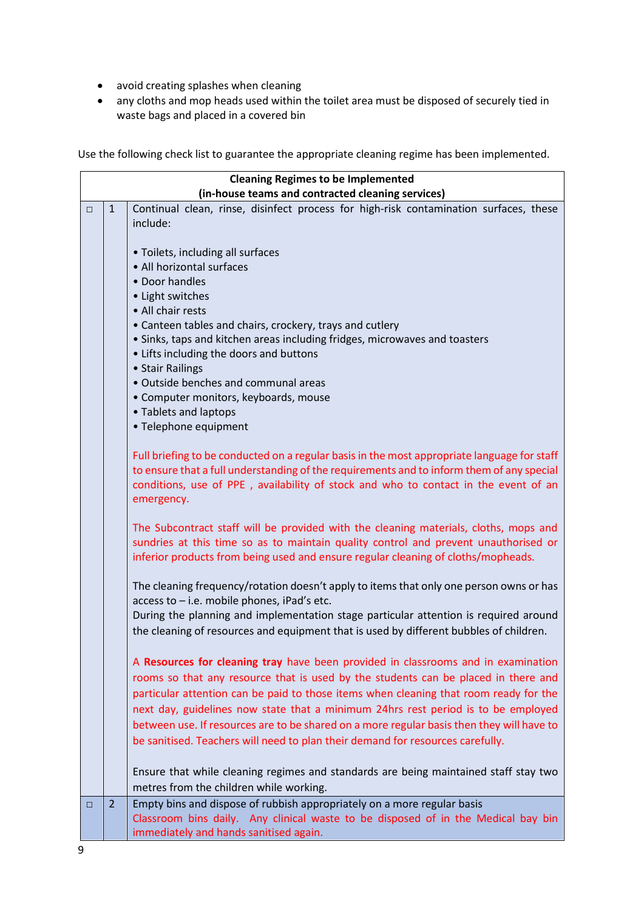- avoid creating splashes when cleaning
- any cloths and mop heads used within the toilet area must be disposed of securely tied in waste bags and placed in a covered bin

Use the following check list to guarantee the appropriate cleaning regime has been implemented.

| Cleaning Regimes to be Implemented (in-house teams and contracted cleaning services) | | |
|---|---|---|
| □ | 1 | Continual clean, rinse, disinfect process for high-risk contamination surfaces, these include:<br><br>• Toilets, including all surfaces<br>• All horizontal surfaces<br>• Door handles<br>• Light switches<br>• All chair rests<br>• Canteen tables and chairs, crockery, trays and cutlery<br>• Sinks, taps and kitchen areas including fridges, microwaves and toasters<br>• Lifts including the doors and buttons<br>• Stair Railings<br>• Outside benches and communal areas<br>• Computer monitors, keyboards, mouse<br>• Tablets and laptops<br>• Telephone equipment<br><br>Full briefing to be conducted on a regular basis in the most appropriate language for staff to ensure that a full understanding of the requirements and to inform them of any special conditions, use of PPE , availability of stock and who to contact in the event of an emergency.<br><br>The Subcontract staff will be provided with the cleaning materials, cloths, mops and sundries at this time so as to maintain quality control and prevent unauthorised or inferior products from being used and ensure regular cleaning of cloths/mopheads.<br><br>The cleaning frequency/rotation doesn't apply to items that only one person owns or has access to – i.e. mobile phones, iPad's etc.<br>During the planning and implementation stage particular attention is required around the cleaning of resources and equipment that is used by different bubbles of children.<br><br>A **Resources for cleaning tray** have been provided in classrooms and in examination rooms so that any resource that is used by the students can be placed in there and particular attention can be paid to those items when cleaning that room ready for the next day, guidelines now state that a minimum 24hrs rest period is to be employed between use. If resources are to be shared on a more regular basis then they will have to be sanitised. Teachers will need to plan their demand for resources carefully.<br><br>Ensure that while cleaning regimes and standards are being maintained staff stay two metres from the children while working. |
| □ | 2 | Empty bins and dispose of rubbish appropriately on a more regular basis<br>Classroom bins daily. Any clinical waste to be disposed of in the Medical bay bin immediately and hands sanitised again. |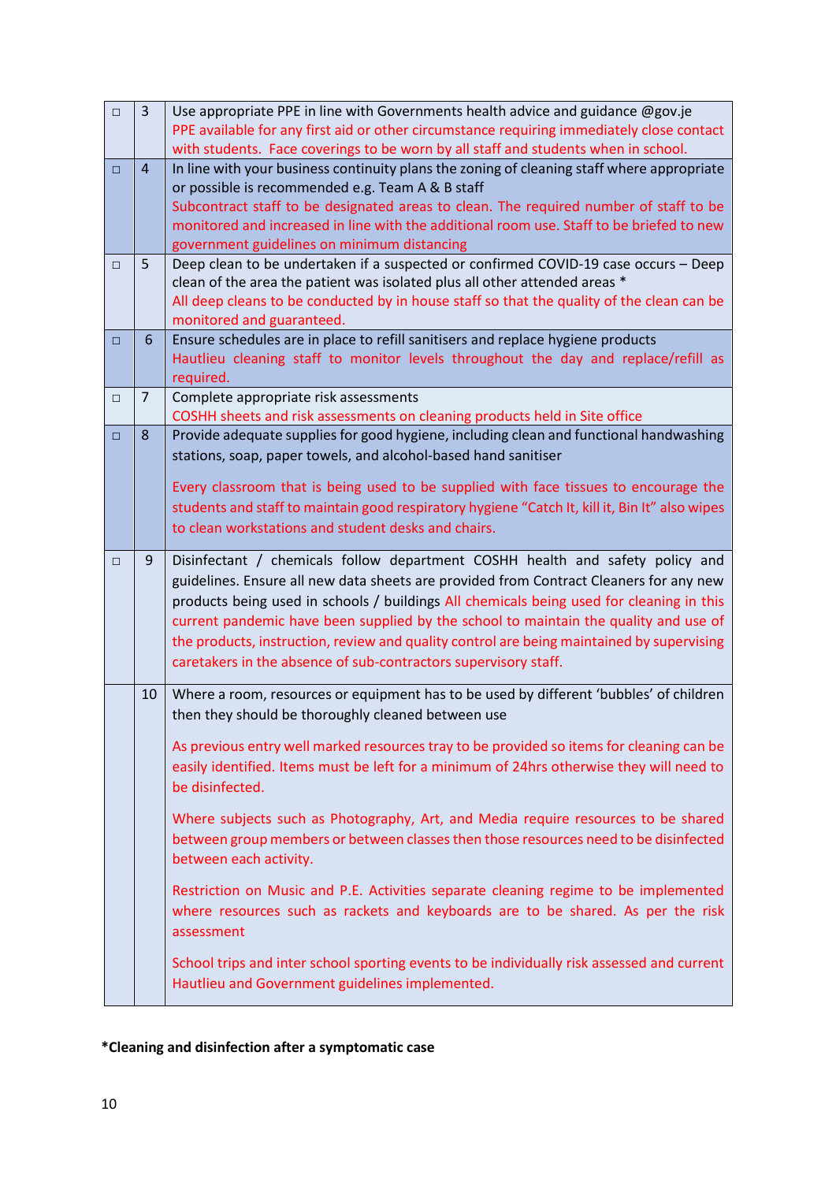| | | |
|---|---|---|
| □ | 3 | Use appropriate PPE in line with Governments health advice and guidance @gov.je<br>PPE available for any first aid or other circumstance requiring immediately close contact with students. Face coverings to be worn by all staff and students when in school. |
| □ | 4 | In line with your business continuity plans the zoning of cleaning staff where appropriate or possible is recommended e.g. Team A & B staff<br>Subcontract staff to be designated areas to clean. The required number of staff to be monitored and increased in line with the additional room use. Staff to be briefed to new government guidelines on minimum distancing |
| □ | 5 | Deep clean to be undertaken if a suspected or confirmed COVID-19 case occurs – Deep clean of the area the patient was isolated plus all other attended areas *<br>All deep cleans to be conducted by in house staff so that the quality of the clean can be monitored and guaranteed. |
| □ | 6 | Ensure schedules are in place to refill sanitisers and replace hygiene products<br>Hautlieu cleaning staff to monitor levels throughout the day and replace/refill as required. |
| □ | 7 | Complete appropriate risk assessments<br>COSHH sheets and risk assessments on cleaning products held in Site office |
| □ | 8 | Provide adequate supplies for good hygiene, including clean and functional handwashing stations, soap, paper towels, and alcohol-based hand sanitiser<br><br>Every classroom that is being used to be supplied with face tissues to encourage the students and staff to maintain good respiratory hygiene "Catch It, kill it, Bin It" also wipes to clean workstations and student desks and chairs. |
| □ | 9 | Disinfectant / chemicals follow department COSHH health and safety policy and guidelines. Ensure all new data sheets are provided from Contract Cleaners for any new products being used in schools / buildings All chemicals being used for cleaning in this current pandemic have been supplied by the school to maintain the quality and use of the products, instruction, review and quality control are being maintained by supervising caretakers in the absence of sub-contractors supervisory staff. |
| | 10 | Where a room, resources or equipment has to be used by different 'bubbles' of children then they should be thoroughly cleaned between use<br><br>As previous entry well marked resources tray to be provided so items for cleaning can be easily identified. Items must be left for a minimum of 24hrs otherwise they will need to be disinfected.<br><br>Where subjects such as Photography, Art, and Media require resources to be shared between group members or between classes then those resources need to be disinfected between each activity.<br><br>Restriction on Music and P.E. Activities separate cleaning regime to be implemented where resources such as rackets and keyboards are to be shared. As per the risk assessment<br><br>School trips and inter school sporting events to be individually risk assessed and current Hautlieu and Government guidelines implemented. |

**\*Cleaning and disinfection after a symptomatic case**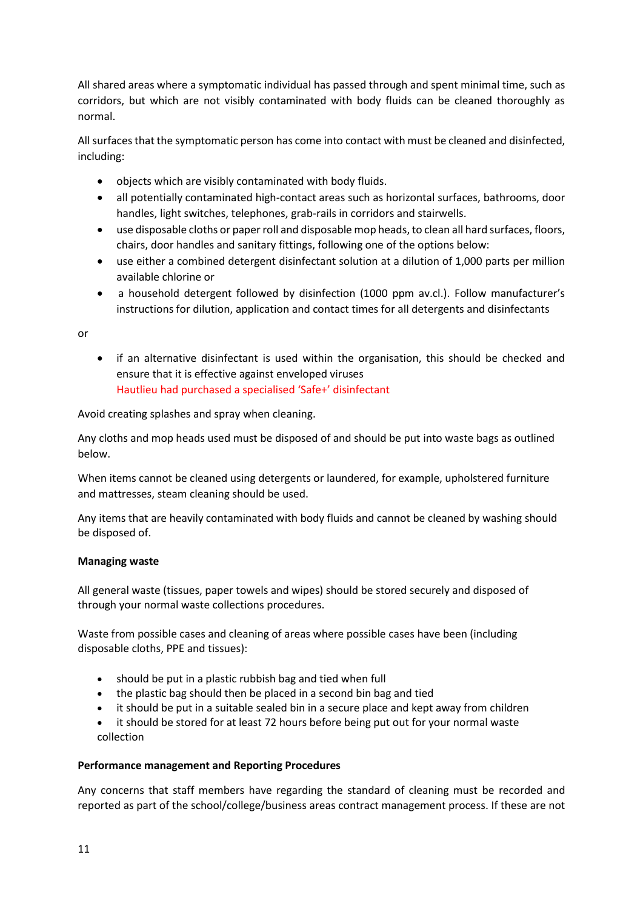All shared areas where a symptomatic individual has passed through and spent minimal time, such as corridors, but which are not visibly contaminated with body fluids can be cleaned thoroughly as normal.

All surfaces that the symptomatic person has come into contact with must be cleaned and disinfected, including:

- objects which are visibly contaminated with body fluids.
- all potentially contaminated high-contact areas such as horizontal surfaces, bathrooms, door handles, light switches, telephones, grab-rails in corridors and stairwells.
- use disposable cloths or paper roll and disposable mop heads, to clean all hard surfaces, floors, chairs, door handles and sanitary fittings, following one of the options below:
- use either a combined detergent disinfectant solution at a dilution of 1,000 parts per million available chlorine or
- a household detergent followed by disinfection (1000 ppm av.cl.). Follow manufacturer's instructions for dilution, application and contact times for all detergents and disinfectants

or

- if an alternative disinfectant is used within the organisation, this should be checked and ensure that it is effective against enveloped viruses
  Hautlieu had purchased a specialised 'Safe+' disinfectant

Avoid creating splashes and spray when cleaning.

Any cloths and mop heads used must be disposed of and should be put into waste bags as outlined below.

When items cannot be cleaned using detergents or laundered, for example, upholstered furniture and mattresses, steam cleaning should be used.

Any items that are heavily contaminated with body fluids and cannot be cleaned by washing should be disposed of.

**Managing waste**

All general waste (tissues, paper towels and wipes) should be stored securely and disposed of through your normal waste collections procedures.

Waste from possible cases and cleaning of areas where possible cases have been (including disposable cloths, PPE and tissues):

- should be put in a plastic rubbish bag and tied when full
- the plastic bag should then be placed in a second bin bag and tied
- it should be put in a suitable sealed bin in a secure place and kept away from children
- it should be stored for at least 72 hours before being put out for your normal waste collection

**Performance management and Reporting Procedures**

Any concerns that staff members have regarding the standard of cleaning must be recorded and reported as part of the school/college/business areas contract management process. If these are not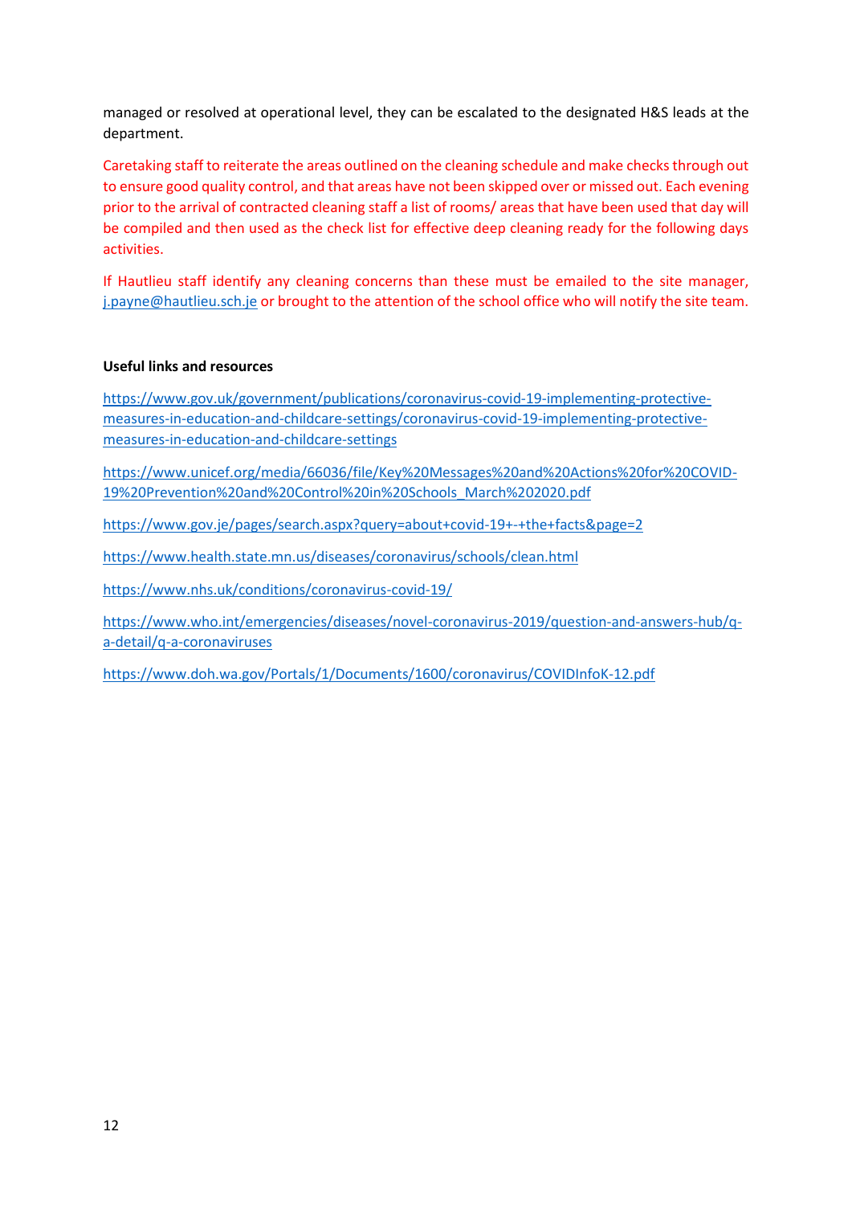managed or resolved at operational level, they can be escalated to the designated H&S leads at the department.

Caretaking staff to reiterate the areas outlined on the cleaning schedule and make checks through out to ensure good quality control, and that areas have not been skipped over or missed out. Each evening prior to the arrival of contracted cleaning staff a list of rooms/ areas that have been used that day will be compiled and then used as the check list for effective deep cleaning ready for the following days activities.

If Hautlieu staff identify any cleaning concerns than these must be emailed to the site manager, j.payne@hautlieu.sch.je or brought to the attention of the school office who will notify the site team.

**Useful links and resources**

https://www.gov.uk/government/publications/coronavirus-covid-19-implementing-protective-measures-in-education-and-childcare-settings/coronavirus-covid-19-implementing-protective-measures-in-education-and-childcare-settings

https://www.unicef.org/media/66036/file/Key%20Messages%20and%20Actions%20for%20COVID-19%20Prevention%20and%20Control%20in%20Schools_March%202020.pdf

https://www.gov.je/pages/search.aspx?query=about+covid-19+-+the+facts&page=2

https://www.health.state.mn.us/diseases/coronavirus/schools/clean.html

https://www.nhs.uk/conditions/coronavirus-covid-19/

https://www.who.int/emergencies/diseases/novel-coronavirus-2019/question-and-answers-hub/q-a-detail/q-a-coronaviruses

https://www.doh.wa.gov/Portals/1/Documents/1600/coronavirus/COVIDInfoK-12.pdf